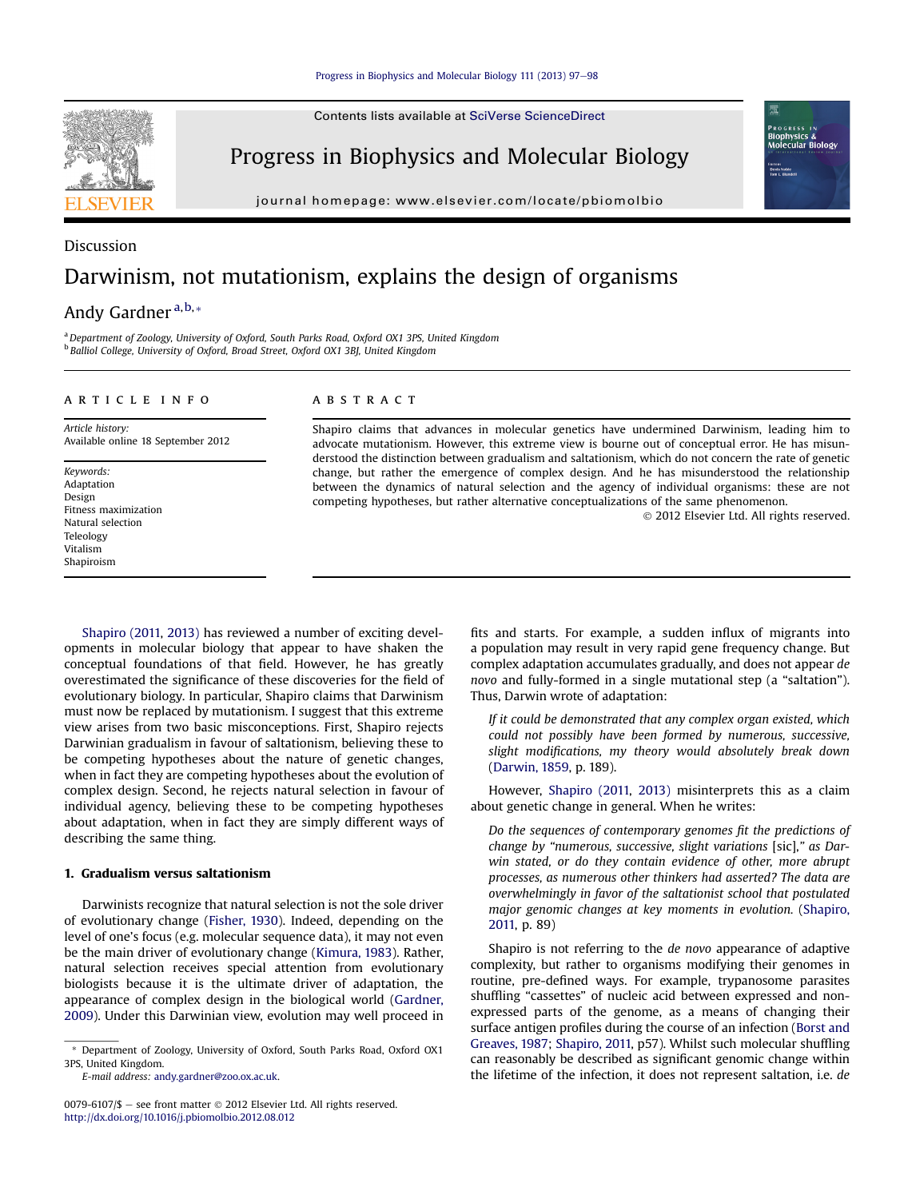Discussion

# Darwinism, not mutationism, explains the design of organisms

Andy Gardner [a,b,*]

[a] Department of Zoology, University of Oxford, South Parks Road, Oxford OX1 3PS, United Kingdom
[b] Balliol College, University of Oxford, Broad Street, Oxford OX1 3BJ, United Kingdom

**ARTICLE INFO**

*Article history:*
Available online 18 September 2012

*Keywords:*
Adaptation
Design
Fitness maximization
Natural selection
Teleology
Vitalism
Shapiroism

**ABSTRACT**

Shapiro claims that advances in molecular genetics have undermined Darwinism, leading him to advocate mutationism. However, this extreme view is bourne out of conceptual error. He has misunderstood the distinction between gradualism and saltationism, which do not concern the rate of genetic change, but rather the emergence of complex design. And he has misunderstood the relationship between the dynamics of natural selection and the agency of individual organisms: these are not competing hypotheses, but rather alternative conceptualizations of the same phenomenon.

© 2012 Elsevier Ltd. All rights reserved.

Shapiro (2011, 2013) has reviewed a number of exciting developments in molecular biology that appear to have shaken the conceptual foundations of that field. However, he has greatly overestimated the significance of these discoveries for the field of evolutionary biology. In particular, Shapiro claims that Darwinism must now be replaced by mutationism. I suggest that this extreme view arises from two basic misconceptions. First, Shapiro rejects Darwinian gradualism in favour of saltationism, believing these to be competing hypotheses about the nature of genetic changes, when in fact they are competing hypotheses about the evolution of complex design. Second, he rejects natural selection in favour of individual agency, believing these to be competing hypotheses about adaptation, when in fact they are simply different ways of describing the same thing.

## 1. Gradualism versus saltationism

Darwinists recognize that natural selection is not the sole driver of evolutionary change (Fisher, 1930). Indeed, depending on the level of one's focus (e.g. molecular sequence data), it may not even be the main driver of evolutionary change (Kimura, 1983). Rather, natural selection receives special attention from evolutionary biologists because it is the ultimate driver of adaptation, the appearance of complex design in the biological world (Gardner, 2009). Under this Darwinian view, evolution may well proceed in fits and starts. For example, a sudden influx of migrants into a population may result in very rapid gene frequency change. But complex adaptation accumulates gradually, and does not appear *de novo* and fully-formed in a single mutational step (a "saltation"). Thus, Darwin wrote of adaptation:

> *If it could be demonstrated that any complex organ existed, which could not possibly have been formed by numerous, successive, slight modifications, my theory would absolutely break down* (Darwin, 1859, p. 189).

However, Shapiro (2011, 2013) misinterprets this as a claim about genetic change in general. When he writes:

> *Do the sequences of contemporary genomes fit the predictions of change by "numerous, successive, slight variations* [sic]*," as Darwin stated, or do they contain evidence of other, more abrupt processes, as numerous other thinkers had asserted? The data are overwhelmingly in favor of the saltationist school that postulated major genomic changes at key moments in evolution.* (Shapiro, 2011, p. 89)

Shapiro is not referring to the *de novo* appearance of adaptive complexity, but rather to organisms modifying their genomes in routine, pre-defined ways. For example, trypanosome parasites shuffling "cassettes" of nucleic acid between expressed and non-expressed parts of the genome, as a means of changing their surface antigen profiles during the course of an infection (Borst and Greaves, 1987; Shapiro, 2011, p57). Whilst such molecular shuffling can reasonably be described as significant genomic change within the lifetime of the infection, it does not represent saltation, i.e. *de*

* Department of Zoology, University of Oxford, South Parks Road, Oxford OX1 3PS, United Kingdom.
*E-mail address:* andy.gardner@zoo.ox.ac.uk.

0079-6107/$ – see front matter © 2012 Elsevier Ltd. All rights reserved.
http://dx.doi.org/10.1016/j.pbiomolbio.2012.08.012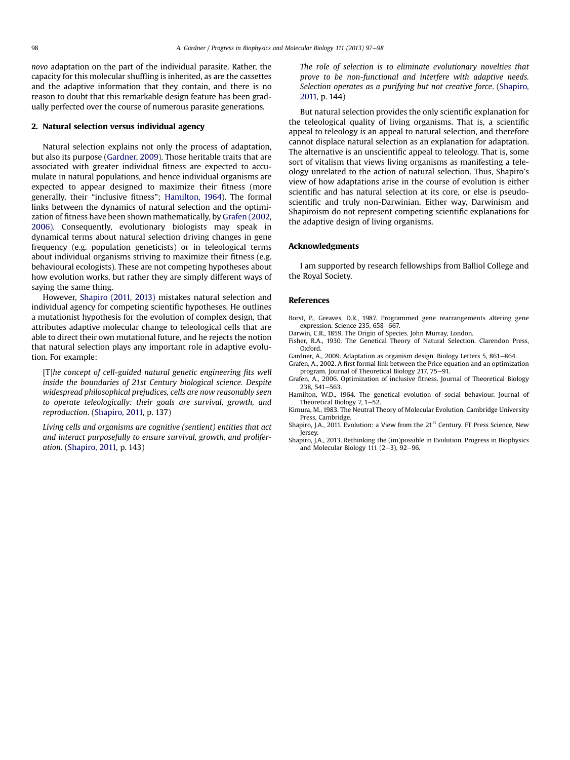*novo* adaptation on the part of the individual parasite. Rather, the capacity for this molecular shuffling is inherited, as are the cassettes and the adaptive information that they contain, and there is no reason to doubt that this remarkable design feature has been gradually perfected over the course of numerous parasite generations.

## 2. Natural selection versus individual agency

Natural selection explains not only the process of adaptation, but also its purpose (Gardner, 2009). Those heritable traits that are associated with greater individual fitness are expected to accumulate in natural populations, and hence individual organisms are expected to appear designed to maximize their fitness (more generally, their "inclusive fitness"; Hamilton, 1964). The formal links between the dynamics of natural selection and the optimization of fitness have been shown mathematically, by Grafen (2002, 2006). Consequently, evolutionary biologists may speak in dynamical terms about natural selection driving changes in gene frequency (e.g. population geneticists) or in teleological terms about individual organisms striving to maximize their fitness (e.g. behavioural ecologists). These are not competing hypotheses about how evolution works, but rather they are simply different ways of saying the same thing.

However, Shapiro (2011, 2013) mistakes natural selection and individual agency for competing scientific hypotheses. He outlines a mutationist hypothesis for the evolution of complex design, that attributes adaptive molecular change to teleological cells that are able to direct their own mutational future, and he rejects the notion that natural selection plays any important role in adaptive evolution. For example:

> [T]*he concept of cell-guided natural genetic engineering fits well inside the boundaries of 21st Century biological science. Despite widespread philosophical prejudices, cells are now reasonably seen to operate teleologically: their goals are survival, growth, and reproduction*. (Shapiro, 2011, p. 137)

> *Living cells and organisms are cognitive (sentient) entities that act and interact purposefully to ensure survival, growth, and proliferation.* (Shapiro, 2011, p. 143)

> *The role of selection is to eliminate evolutionary novelties that prove to be non-functional and interfere with adaptive needs. Selection operates as a purifying but not creative force*. (Shapiro, 2011, p. 144)

But natural selection provides the only scientific explanation for the teleological quality of living organisms. That is, a scientific appeal to teleology *is* an appeal to natural selection, and therefore cannot displace natural selection as an explanation for adaptation. The alternative is an unscientific appeal to teleology. That is, some sort of vitalism that views living organisms as manifesting a teleology unrelated to the action of natural selection. Thus, Shapiro's view of how adaptations arise in the course of evolution is either scientific and has natural selection at its core, or else is pseudoscientific and truly non-Darwinian. Either way, Darwinism and Shapiroism do not represent competing scientific explanations for the adaptive design of living organisms.

## Acknowledgments

I am supported by research fellowships from Balliol College and the Royal Society.

## References

Borst, P., Greaves, D.R., 1987. Programmed gene rearrangements altering gene expression. Science 235, 658–667.

Darwin, C.R., 1859. The Origin of Species. John Murray, London.

Fisher, R.A., 1930. The Genetical Theory of Natural Selection. Clarendon Press, Oxford.

Gardner, A., 2009. Adaptation as organism design. Biology Letters 5, 861–864.

Grafen, A., 2002. A first formal link between the Price equation and an optimization program. Journal of Theoretical Biology 217, 75–91.

Grafen, A., 2006. Optimization of inclusive fitness. Journal of Theoretical Biology 238, 541–563.

Hamilton, W.D., 1964. The genetical evolution of social behaviour. Journal of Theoretical Biology 7, 1–52.

Kimura, M., 1983. The Neutral Theory of Molecular Evolution. Cambridge University Press, Cambridge.

Shapiro, J.A., 2011. Evolution: a View from the 21st Century. FT Press Science, New Jersey.

Shapiro, J.A., 2013. Rethinking the (im)possible in Evolution. Progress in Biophysics and Molecular Biology 111 (2–3), 92–96.